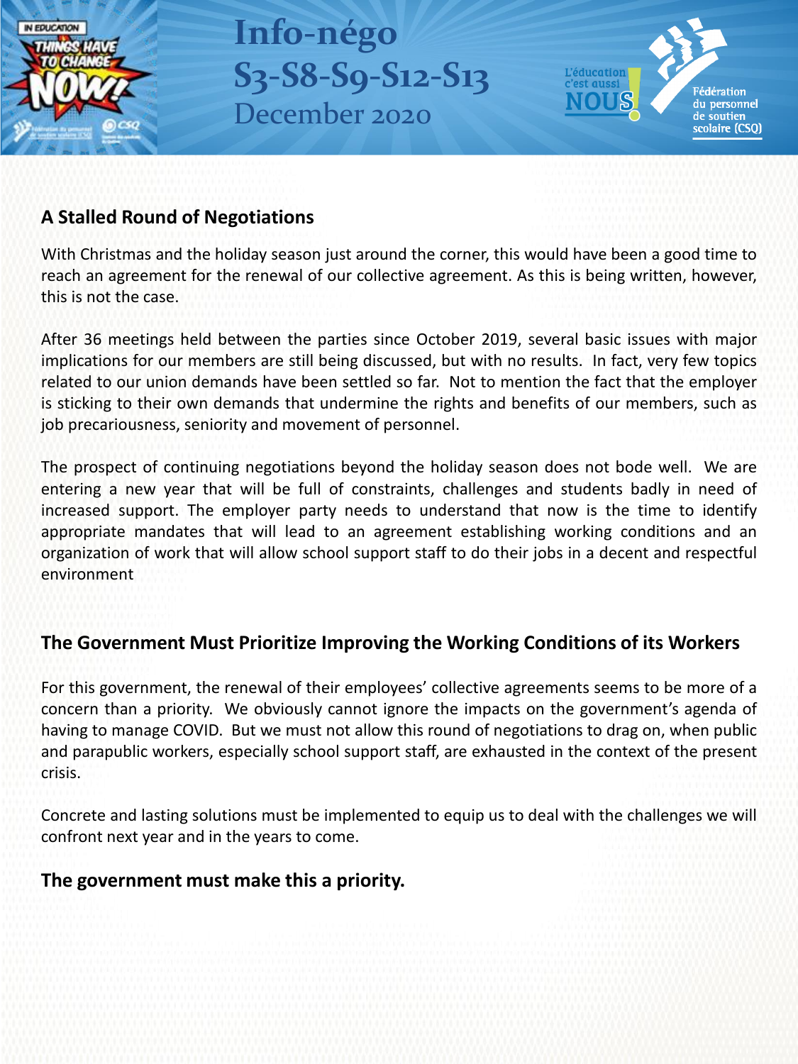# Info-négo S3-S8-S9-S12-S13

December 2020

## A Stalled Round of Negotiations

With Christmas and the holiday season just around the corner, this would have been a good time to reach an agreement for the renewal of our collective agreement. As this is being written, however, this is not the case.

After 36 meetings held between the parties since October 2019, several basic issues with major implications for our members are still being discussed, but with no results. In fact, very few topics related to our union demands have been settled so far. Not to mention the fact that the employer is sticking to their own demands that undermine the rights and benefits of our members, such as job precariousness, seniority and movement of personnel.

The prospect of continuing negotiations beyond the holiday season does not bode well. We are entering a new year that will be full of constraints, challenges and students badly in need of increased support. The employer party needs to understand that now is the time to identify appropriate mandates that will lead to an agreement establishing working conditions and an organization of work that will allow school support staff to do their jobs in a decent and respectful environment

## The Government Must Prioritize Improving the Working Conditions of its Workers

For this government, the renewal of their employees' collective agreements seems to be more of a concern than a priority. We obviously cannot ignore the impacts on the government's agenda of having to manage COVID. But we must not allow this round of negotiations to drag on, when public and parapublic workers, especially school support staff, are exhausted in the context of the present crisis.

Concrete and lasting solutions must be implemented to equip us to deal with the challenges we will confront next year and in the years to come.

**The government must make this a priority.**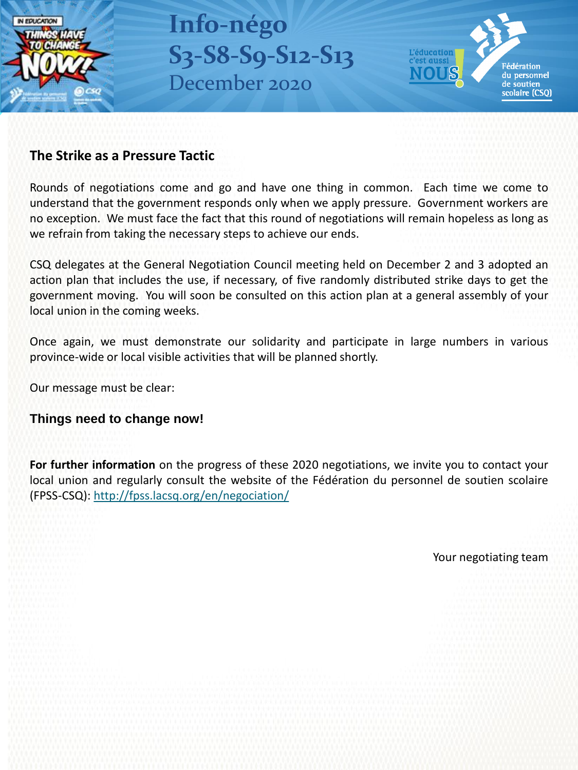# Info-négo
# S3-S8-S9-S12-S13
## December 2020

### The Strike as a Pressure Tactic

Rounds of negotiations come and go and have one thing in common. Each time we come to understand that the government responds only when we apply pressure. Government workers are no exception. We must face the fact that this round of negotiations will remain hopeless as long as we refrain from taking the necessary steps to achieve our ends.

CSQ delegates at the General Negotiation Council meeting held on December 2 and 3 adopted an action plan that includes the use, if necessary, of five randomly distributed strike days to get the government moving. You will soon be consulted on this action plan at a general assembly of your local union in the coming weeks.

Once again, we must demonstrate our solidarity and participate in large numbers in various province-wide or local visible activities that will be planned shortly.

Our message must be clear:

**Things need to change now!**

**For further information** on the progress of these 2020 negotiations, we invite you to contact your local union and regularly consult the website of the Fédération du personnel de soutien scolaire (FPSS-CSQ): http://fpss.lacsq.org/en/negociation/

Your negotiating team